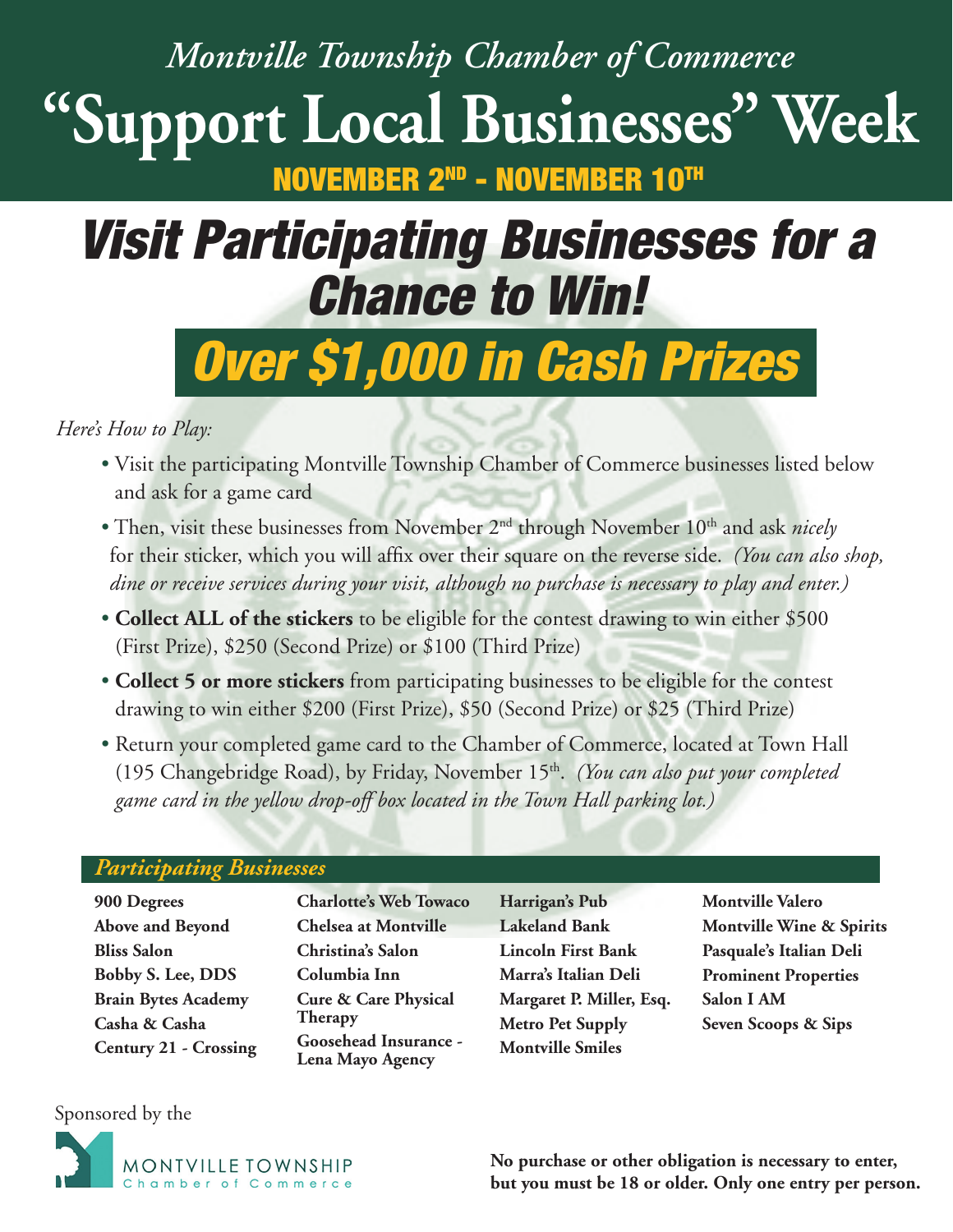*Montville Township Chamber of Commerce*

# "Support Local Businesses" Week

## NOVEMBER 2ND - NOVEMBER 10TH

# *Visit Participating Businesses for a Chance to Win!*

## *Over $1,000 in Cash Prizes*

*Here's How to Play:*

- Visit the participating Montville Township Chamber of Commerce businesses listed below and ask for a game card
- Then, visit these businesses from November 2nd through November 10th and ask *nicely* for their sticker, which you will affix over their square on the reverse side. *(You can also shop, dine or receive services during your visit, although no purchase is necessary to play and enter.)*
- **Collect ALL of the stickers** to be eligible for the contest drawing to win either $500 (First Prize), $250 (Second Prize) or $100 (Third Prize)
- **Collect 5 or more stickers** from participating businesses to be eligible for the contest drawing to win either $200 (First Prize), $50 (Second Prize) or $25 (Third Prize)
- Return your completed game card to the Chamber of Commerce, located at Town Hall (195 Changebridge Road), by Friday, November 15th. *(You can also put your completed game card in the yellow drop-off box located in the Town Hall parking lot.)*

### *Participating Businesses*

**900 Degrees**
**Above and Beyond**
**Bliss Salon**
**Bobby S. Lee, DDS**
**Brain Bytes Academy**
**Casha & Casha**
**Century 21 - Crossing**
**Charlotte's Web Towaco**
**Chelsea at Montville**
**Christina's Salon**
**Columbia Inn**
**Cure & Care Physical Therapy**
**Goosehead Insurance - Lena Mayo Agency**
**Harrigan's Pub**
**Lakeland Bank**
**Lincoln First Bank**
**Marra's Italian Deli**
**Margaret P. Miller, Esq.**
**Metro Pet Supply**
**Montville Smiles**
**Montville Valero**
**Montville Wine & Spirits**
**Pasquale's Italian Deli**
**Prominent Properties**
**Salon I AM**
**Seven Scoops & Sips**

Sponsored by the

MONTVILLE TOWNSHIP
Chamber of Commerce

**No purchase or other obligation is necessary to enter, but you must be 18 or older. Only one entry per person.**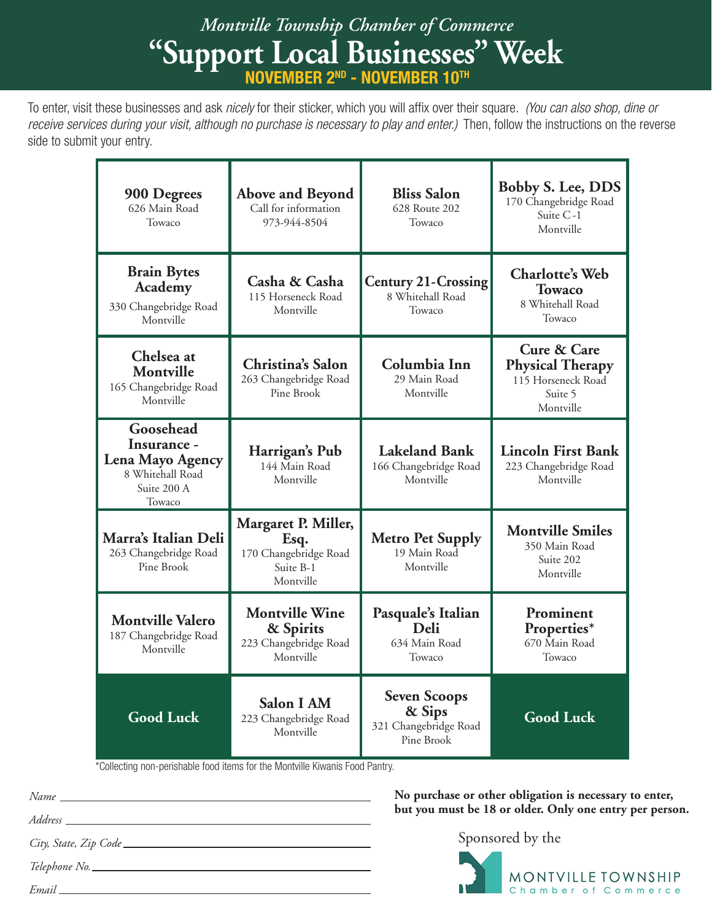*Montville Township Chamber of Commerce*

# "Support Local Businesses" Week

## NOVEMBER 2ND - NOVEMBER 10TH

To enter, visit these businesses and ask *nicely* for their sticker, which you will affix over their square. *(You can also shop, dine or receive services during your visit, although no purchase is necessary to play and enter.)* Then, follow the instructions on the reverse side to submit your entry.

| | | | |
|---|---|---|---|
| **900 Degrees**<br>626 Main Road<br>Towaco | **Above and Beyond**<br>Call for information<br>973-944-8504 | **Bliss Salon**<br>628 Route 202<br>Towaco | **Bobby S. Lee, DDS**<br>170 Changebridge Road<br>Suite C-1<br>Montville |
| **Brain Bytes Academy**<br>330 Changebridge Road<br>Montville | **Casha & Casha**<br>115 Horseneck Road<br>Montville | **Century 21-Crossing**<br>8 Whitehall Road<br>Towaco | **Charlotte's Web Towaco**<br>8 Whitehall Road<br>Towaco |
| **Chelsea at Montville**<br>165 Changebridge Road<br>Montville | **Christina's Salon**<br>263 Changebridge Road<br>Pine Brook | **Columbia Inn**<br>29 Main Road<br>Montville | **Cure & Care Physical Therapy**<br>115 Horseneck Road<br>Suite 5<br>Montville |
| **Goosehead Insurance - Lena Mayo Agency**<br>8 Whitehall Road<br>Suite 200 A<br>Towaco | **Harrigan's Pub**<br>144 Main Road<br>Montville | **Lakeland Bank**<br>166 Changebridge Road<br>Montville | **Lincoln First Bank**<br>223 Changebridge Road<br>Montville |
| **Marra's Italian Deli**<br>263 Changebridge Road<br>Pine Brook | **Margaret P. Miller, Esq.**<br>170 Changebridge Road<br>Suite B-1<br>Montville | **Metro Pet Supply**<br>19 Main Road<br>Montville | **Montville Smiles**<br>350 Main Road<br>Suite 202<br>Montville |
| **Montville Valero**<br>187 Changebridge Road<br>Montville | **Montville Wine & Spirits**<br>223 Changebridge Road<br>Montville | **Pasquale's Italian Deli**<br>634 Main Road<br>Towaco | **Prominent Properties***<br>670 Main Road<br>Towaco |
| **Good Luck** | **Salon I AM**<br>223 Changebridge Road<br>Montville | **Seven Scoops & Sips**<br>321 Changebridge Road<br>Pine Brook | **Good Luck** |

*Collecting non-perishable food items for the Montville Kiwanis Food Pantry.

*Name* ______________________________

*Address* ______________________________

*City, State, Zip Code* ______________________________

*Telephone No.* ______________________________

*Email* ______________________________

**No purchase or other obligation is necessary to enter, but you must be 18 or older. Only one entry per person.**

Sponsored by the

MONTVILLE TOWNSHIP Chamber of Commerce